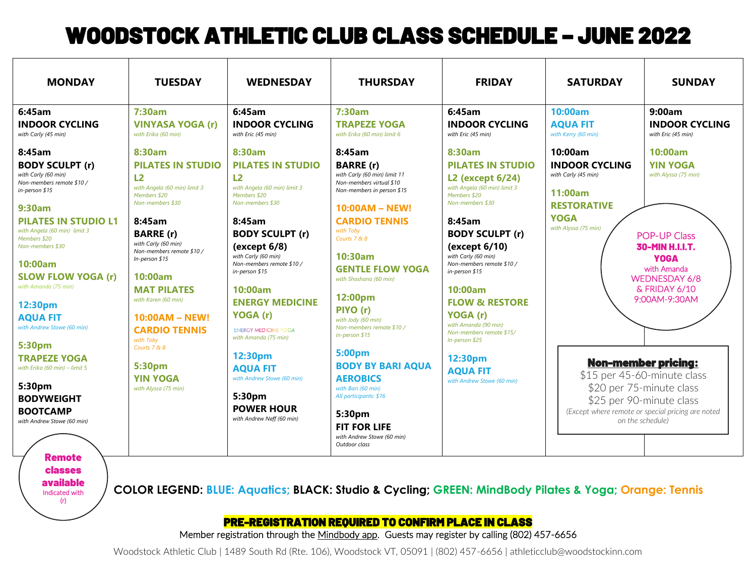# WOODSTOCK ATHLETIC CLUB CLASS SCHEDULE – JUNE 2022

| MONDAY | TUESDAY | WEDNESDAY | THURSDAY | FRIDAY | SATURDAY | SUNDAY |
|---|---|---|---|---|---|---|
| **6:45am**<br>**INDOOR CYCLING**<br>*with Carly (45 min)*<br><br>**8:45am**<br>**BODY SCULPT (r)**<br>*with Carly (60 min)*<br>*Non-members remote $10 / in-person $15*<br><br>**9:30am**<br>**PILATES IN STUDIO L1**<br>*with Angela (60 min) limit 3*<br>*Members $20*<br>*Non-members $30*<br><br>**10:00am**<br>**SLOW FLOW YOGA (r)**<br>*with Amanda (75 min)*<br><br>**12:30pm**<br>**AQUA FIT**<br>*with Andrew Stowe (60 min)*<br><br>**5:30pm**<br>**TRAPEZE YOGA**<br>*with Erika (60 min) – limit 5*<br><br>**5:30pm**<br>**BODYWEIGHT BOOTCAMP**<br>*with Andrew Stowe (60 min)* | **7:30am**<br>**VINYASA YOGA (r)**<br>*with Erika (60 min)*<br><br>**8:30am**<br>**PILATES IN STUDIO L2**<br>*with Angela (60 min) limit 3*<br>*Members $20*<br>*Non-members $30*<br><br>**8:45am**<br>**BARRE (r)**<br>*with Carly (60 min)*<br>*Non-members remote $10 / In-person $15*<br><br>**10:00am**<br>**MAT PILATES**<br>*with Karen (60 min)*<br><br>**10:00AM – NEW!**<br>**CARDIO TENNIS**<br>*with Toby*<br>*Courts 7 & 8*<br><br>**5:30pm**<br>**YIN YOGA**<br>*with Alyssa (75 min)* | **6:45am**<br>**INDOOR CYCLING**<br>*with Eric (45 min)*<br><br>**8:30am**<br>**PILATES IN STUDIO L2**<br>*with Angela (60 min) limit 3*<br>*Members $20*<br>*Non-members $30*<br><br>**8:45am**<br>**BODY SCULPT (r) (except 6/8)**<br>*with Carly (60 min)*<br>*Non-members remote $10 / in-person $15*<br><br>**10:00am**<br>**ENERGY MEDICINE YOGA (r)**<br>ENERGY MEDICINE YOGA<br>*with Amanda (75 min)*<br><br>**12:30pm**<br>**AQUA FIT**<br>*with Andrew Stowe (60 min)*<br><br>**5:30pm**<br>**POWER HOUR**<br>*with Andrew Neff (60 min)* | **7:30am**<br>**TRAPEZE YOGA**<br>*with Erika (60 min) limit 6*<br><br>**8:45am**<br>**BARRE (r)**<br>*with Carly (60 min) limit 11*<br>*Non-members virtual $10*<br>*Non-members in person $15*<br><br>**10:00AM – NEW!**<br>**CARDIO TENNIS**<br>*with Toby*<br>*Courts 7 & 8*<br><br>**10:30am**<br>**GENTLE FLOW YOGA**<br>*with Shoshana (60 min)*<br><br>**12:00pm**<br>**PIYO (r)**<br>*with Jody (60 min)*<br>*Non-members remote $10 / in-person $15*<br><br>**5:00pm**<br>**BODY BY BARI AQUA AEROBICS**<br>*with Bari (60 min)*<br>*All participants: $16*<br><br>**5:30pm**<br>**FIT FOR LIFE**<br>*with Andrew Stowe (60 min)*<br>*Outdoor class* | **6:45am**<br>**INDOOR CYCLING**<br>*with Eric (45 min)*<br><br>**8:30am**<br>**PILATES IN STUDIO L2 (except 6/24)**<br>*with Angela (60 min) limit 3*<br>*Members $20*<br>*Non-members $30*<br><br>**8:45am**<br>**BODY SCULPT (r) (except 6/10)**<br>*with Carly (60 min)*<br>*Non-members remote $10 / in-person $15*<br><br>**10:00am**<br>**FLOW & RESTORE YOGA (r)**<br>*with Amanda (90 min)*<br>*Non-members remote $15/ In-person $25*<br><br>**12:30pm**<br>**AQUA FIT**<br>*with Andrew Stowe (60 min)* | **10:00am**<br>**AQUA FIT**<br>*with Kerry (60 min)*<br><br>**10:00am**<br>**INDOOR CYCLING**<br>*with Carly (45 min)*<br><br>**11:00am**<br>**RESTORATIVE YOGA**<br>*with Alyssa (75 min)* | **9:00am**<br>**INDOOR CYCLING**<br>*with Eric (45 min)*<br><br>**10:00am**<br>**YIN YOGA**<br>*with Alyssa (75 min)* |

POP-UP Class
**30-MIN H.I.I.T. YOGA**
with Amanda
WEDNESDAY 6/8 & FRIDAY 6/10
9:00AM-9:30AM

**Non-member pricing:**
$15 per 45-60-minute class
$20 per 75-minute class
$25 per 90-minute class
*(Except where remote or special pricing are noted on the schedule)*

**Remote classes available**
Indicated with (r)

**COLOR LEGEND: BLUE: Aquatics; BLACK: Studio & Cycling; GREEN: MindBody Pilates & Yoga; Orange: Tennis**

**PRE-REGISTRATION REQUIRED TO CONFIRM PLACE IN CLASS**

Member registration through the Mindbody app. Guests may register by calling (802) 457-6656

Woodstock Athletic Club | 1489 South Rd (Rte. 106), Woodstock VT, 05091 | (802) 457-6656 | athleticclub@woodstockinn.com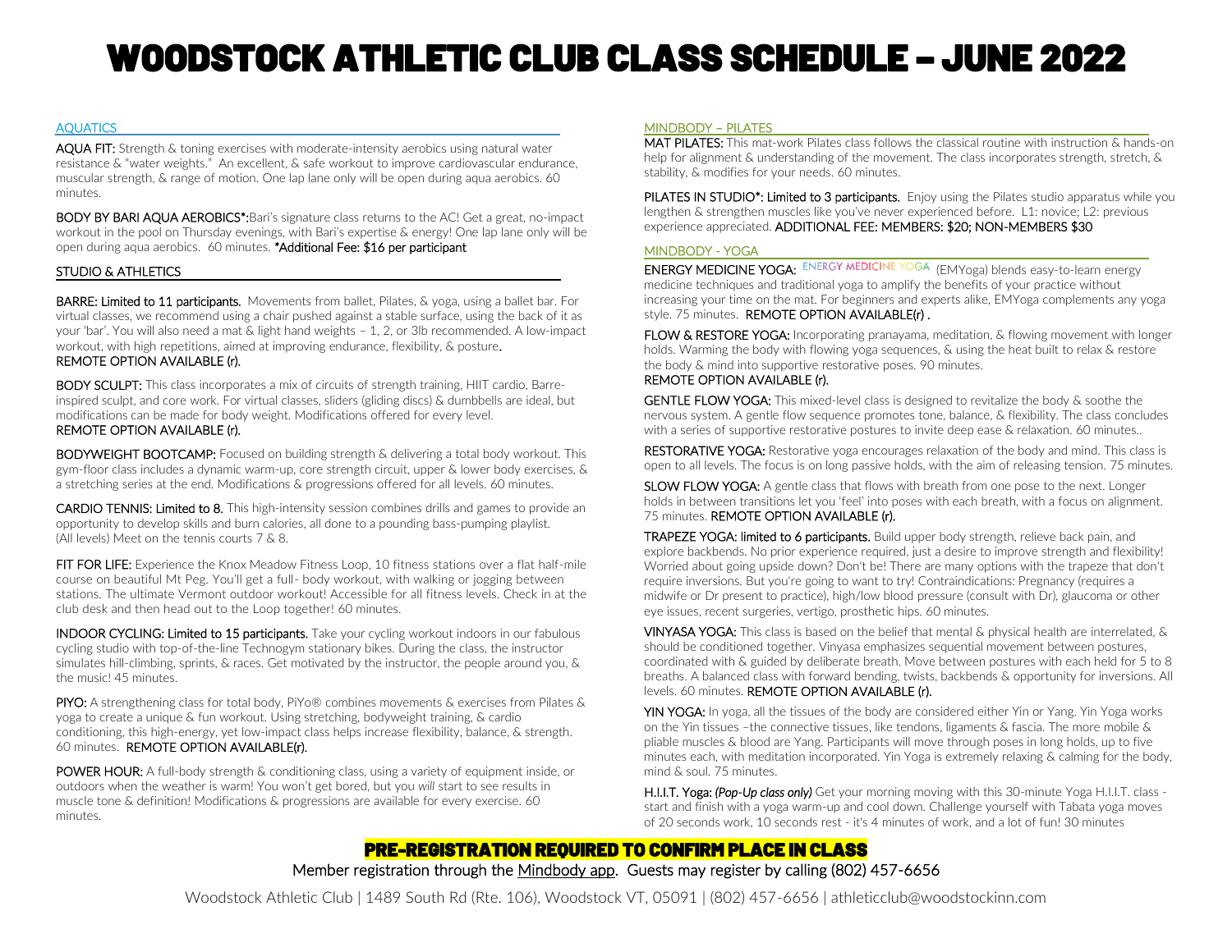# WOODSTOCK ATHLETIC CLUB CLASS SCHEDULE – JUNE 2022

## AQUATICS

**AQUA FIT:** Strength & toning exercises with moderate-intensity aerobics using natural water resistance & "water weights." An excellent, & safe workout to improve cardiovascular endurance, muscular strength, & range of motion. One lap lane only will be open during aqua aerobics. 60 minutes.

**BODY BY BARI AQUA AEROBICS*:** Bari's signature class returns to the AC! Get a great, no-impact workout in the pool on Thursday evenings, with Bari's expertise & energy! One lap lane only will be open during aqua aerobics. 60 minutes. *Additional Fee: $16 per participant

## STUDIO & ATHLETICS

**BARRE: Limited to 11 participants.** Movements from ballet, Pilates, & yoga, using a ballet bar. For virtual classes, we recommend using a chair pushed against a stable surface, using the back of it as your 'bar'. You will also need a mat & light hand weights – 1, 2, or 3lb recommended. A low-impact workout, with high repetitions, aimed at improving endurance, flexibility, & posture.
REMOTE OPTION AVAILABLE (r).

**BODY SCULPT:** This class incorporates a mix of circuits of strength training, HIIT cardio, Barre-inspired sculpt, and core work. For virtual classes, sliders (gliding discs) & dumbbells are ideal, but modifications can be made for body weight. Modifications offered for every level.
REMOTE OPTION AVAILABLE (r).

**BODYWEIGHT BOOTCAMP:** Focused on building strength & delivering a total body workout. This gym-floor class includes a dynamic warm-up, core strength circuit, upper & lower body exercises, & a stretching series at the end. Modifications & progressions offered for all levels. 60 minutes.

**CARDIO TENNIS: Limited to 8.** This high-intensity session combines drills and games to provide an opportunity to develop skills and burn calories, all done to a pounding bass-pumping playlist. (All levels) Meet on the tennis courts 7 & 8.

**FIT FOR LIFE:** Experience the Knox Meadow Fitness Loop, 10 fitness stations over a flat half-mile course on beautiful Mt Peg. You'll get a full- body workout, with walking or jogging between stations. The ultimate Vermont outdoor workout! Accessible for all fitness levels. Check in at the club desk and then head out to the Loop together! 60 minutes.

**INDOOR CYCLING: Limited to 15 participants.** Take your cycling workout indoors in our fabulous cycling studio with top-of-the-line Technogym stationary bikes. During the class, the instructor simulates hill-climbing, sprints, & races. Get motivated by the instructor, the people around you, & the music! 45 minutes.

**PIYO:** A strengthening class for total body, PiYo® combines movements & exercises from Pilates & yoga to create a unique & fun workout. Using stretching, bodyweight training, & cardio conditioning, this high-energy, yet low-impact class helps increase flexibility, balance, & strength. 60 minutes. REMOTE OPTION AVAILABLE(r).

**POWER HOUR:** A full-body strength & conditioning class, using a variety of equipment inside, or outdoors when the weather is warm! You won't get bored, but you *will* start to see results in muscle tone & definition! Modifications & progressions are available for every exercise. 60 minutes.

## MINDBODY – PILATES

**MAT PILATES:** This mat-work Pilates class follows the classical routine with instruction & hands-on help for alignment & understanding of the movement. The class incorporates strength, stretch, & stability, & modifies for your needs. 60 minutes.

**PILATES IN STUDIO*: Limited to 3 participants.** Enjoy using the Pilates studio apparatus while you lengthen & strengthen muscles like you've never experienced before. L1: novice; L2: previous experience appreciated. ADDITIONAL FEE: MEMBERS: $20; NON-MEMBERS $30

## MINDBODY - YOGA

**ENERGY MEDICINE YOGA:** ENERGY MEDICINE YOGA (EMYoga) blends easy-to-learn energy medicine techniques and traditional yoga to amplify the benefits of your practice without increasing your time on the mat. For beginners and experts alike, EMYoga complements any yoga style. 75 minutes. REMOTE OPTION AVAILABLE(r) .

**FLOW & RESTORE YOGA:** Incorporating pranayama, meditation, & flowing movement with longer holds. Warming the body with flowing yoga sequences, & using the heat built to relax & restore the body & mind into supportive restorative poses. 90 minutes.
REMOTE OPTION AVAILABLE (r).

**GENTLE FLOW YOGA:** This mixed-level class is designed to revitalize the body & soothe the nervous system. A gentle flow sequence promotes tone, balance, & flexibility. The class concludes with a series of supportive restorative postures to invite deep ease & relaxation. 60 minutes..

**RESTORATIVE YOGA:** Restorative yoga encourages relaxation of the body and mind. This class is open to all levels. The focus is on long passive holds, with the aim of releasing tension. 75 minutes.

**SLOW FLOW YOGA:** A gentle class that flows with breath from one pose to the next. Longer holds in between transitions let you 'feel' into poses with each breath, with a focus on alignment. 75 minutes. REMOTE OPTION AVAILABLE (r).

**TRAPEZE YOGA: limited to 6 participants.** Build upper body strength, relieve back pain, and explore backbends. No prior experience required, just a desire to improve strength and flexibility! Worried about going upside down? Don't be! There are many options with the trapeze that don't require inversions. But you're going to want to try! Contraindications: Pregnancy (requires a midwife or Dr present to practice), high/low blood pressure (consult with Dr), glaucoma or other eye issues, recent surgeries, vertigo, prosthetic hips. 60 minutes.

**VINYASA YOGA:** This class is based on the belief that mental & physical health are interrelated, & should be conditioned together. Vinyasa emphasizes sequential movement between postures, coordinated with & guided by deliberate breath. Move between postures with each held for 5 to 8 breaths. A balanced class with forward bending, twists, backbends & opportunity for inversions. All levels. 60 minutes. REMOTE OPTION AVAILABLE (r).

**YIN YOGA:** In yoga, all the tissues of the body are considered either Yin or Yang. Yin Yoga works on the Yin tissues –the connective tissues, like tendons, ligaments & fascia. The more mobile & pliable muscles & blood are Yang. Participants will move through poses in long holds, up to five minutes each, with meditation incorporated. Yin Yoga is extremely relaxing & calming for the body, mind & soul. 75 minutes.

**H.I.I.T. Yoga:** ***(Pop-Up class only)*** Get your morning moving with this 30-minute Yoga H.I.I.T. class - start and finish with a yoga warm-up and cool down. Challenge yourself with Tabata yoga moves of 20 seconds work, 10 seconds rest - it's 4 minutes of work, and a lot of fun! 30 minutes

**PRE-REGISTRATION REQUIRED TO CONFIRM PLACE IN CLASS**

Member registration through the Mindbody app. Guests may register by calling (802) 457-6656

Woodstock Athletic Club | 1489 South Rd (Rte. 106), Woodstock VT, 05091 | (802) 457-6656 | athleticclub@woodstockinn.com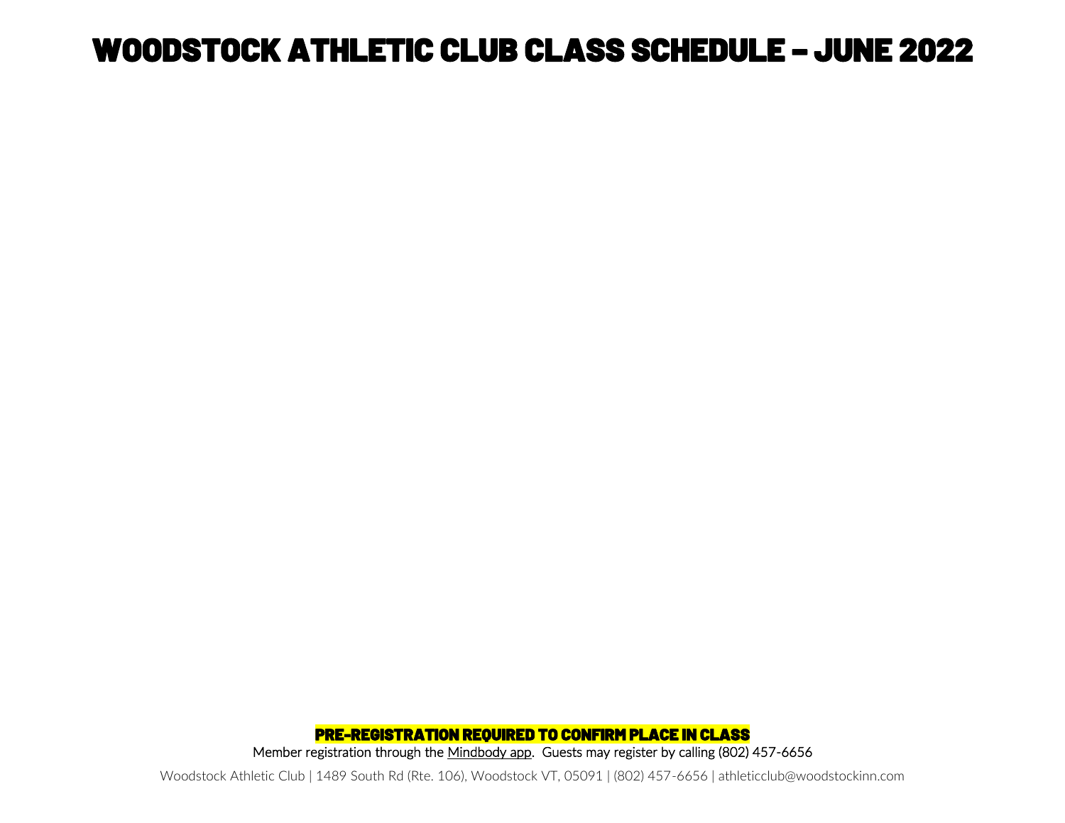# WOODSTOCK ATHLETIC CLUB CLASS SCHEDULE – JUNE 2022

**PRE-REGISTRATION REQUIRED TO CONFIRM PLACE IN CLASS**

Member registration through the Mindbody app. Guests may register by calling (802) 457-6656

Woodstock Athletic Club | 1489 South Rd (Rte. 106), Woodstock VT, 05091 | (802) 457-6656 | athleticclub@woodstockinn.com